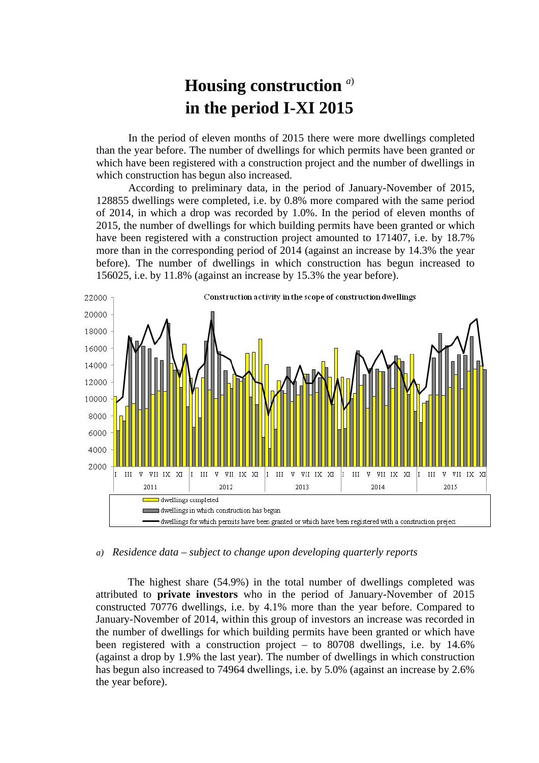# Housing construction [a)]
# in the period I-XI 2015

In the period of eleven months of 2015 there were more dwellings completed than the year before. The number of dwellings for which permits have been granted or which have been registered with a construction project and the number of dwellings in which construction has begun also increased.

According to preliminary data, in the period of January-November of 2015, 128855 dwellings were completed, i.e. by 0.8% more compared with the same period of 2014, in which a drop was recorded by 1.0%. In the period of eleven months of 2015, the number of dwellings for which building permits have been granted or which have been registered with a construction project amounted to 171407, i.e. by 18.7% more than in the corresponding period of 2014 (against an increase by 14.3% the year before). The number of dwellings in which construction has begun increased to 156025, i.e. by 11.8% (against an increase by 15.3% the year before).

Construction activity in the scope of construction dwellings

- dwellings completed
- dwellings in which construction has begun
- dwellings for which permits have been granted or which have been registered with a construction project

*a) Residence data – subject to change upon developing quarterly reports*

The highest share (54.9%) in the total number of dwellings completed was attributed to **private investors** who in the period of January-November of 2015 constructed 70776 dwellings, i.e. by 4.1% more than the year before. Compared to January-November of 2014, within this group of investors an increase was recorded in the number of dwellings for which building permits have been granted or which have been registered with a construction project – to 80708 dwellings, i.e. by 14.6% (against a drop by 1.9% the last year). The number of dwellings in which construction has begun also increased to 74964 dwellings, i.e. by 5.0% (against an increase by 2.6% the year before).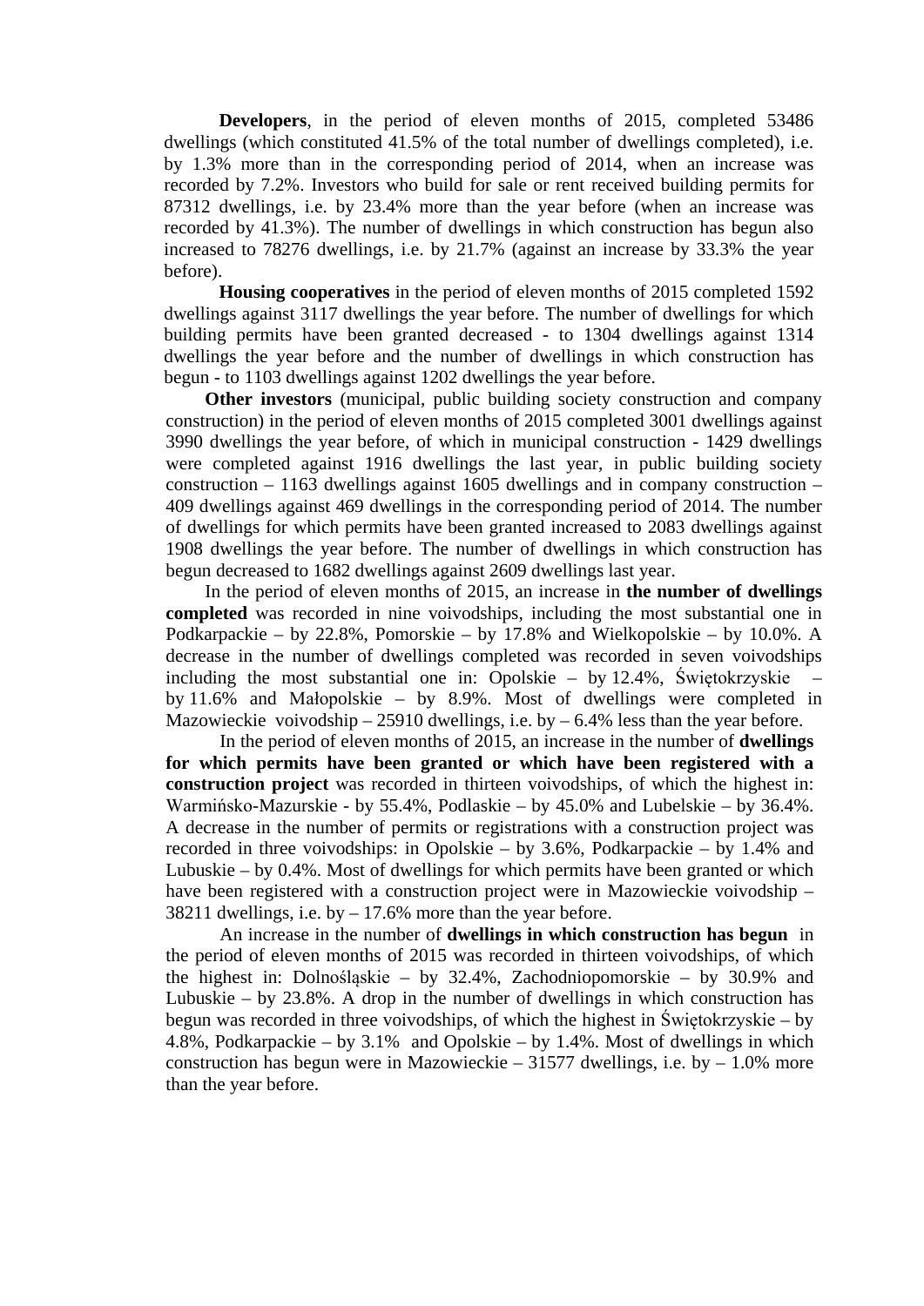**Developers**, in the period of eleven months of 2015, completed 53486 dwellings (which constituted 41.5% of the total number of dwellings completed), i.e. by 1.3% more than in the corresponding period of 2014, when an increase was recorded by 7.2%. Investors who build for sale or rent received building permits for 87312 dwellings, i.e. by 23.4% more than the year before (when an increase was recorded by 41.3%). The number of dwellings in which construction has begun also increased to 78276 dwellings, i.e. by 21.7% (against an increase by 33.3% the year before).

**Housing cooperatives** in the period of eleven months of 2015 completed 1592 dwellings against 3117 dwellings the year before. The number of dwellings for which building permits have been granted decreased - to 1304 dwellings against 1314 dwellings the year before and the number of dwellings in which construction has begun - to 1103 dwellings against 1202 dwellings the year before.

**Other investors** (municipal, public building society construction and company construction) in the period of eleven months of 2015 completed 3001 dwellings against 3990 dwellings the year before, of which in municipal construction - 1429 dwellings were completed against 1916 dwellings the last year, in public building society construction – 1163 dwellings against 1605 dwellings and in company construction – 409 dwellings against 469 dwellings in the corresponding period of 2014. The number of dwellings for which permits have been granted increased to 2083 dwellings against 1908 dwellings the year before. The number of dwellings in which construction has begun decreased to 1682 dwellings against 2609 dwellings last year.

In the period of eleven months of 2015, an increase in **the number of dwellings completed** was recorded in nine voivodships, including the most substantial one in Podkarpackie – by 22.8%, Pomorskie – by 17.8% and Wielkopolskie – by 10.0%. A decrease in the number of dwellings completed was recorded in seven voivodships including the most substantial one in: Opolskie – by 12.4%, Świętokrzyskie – by 11.6% and Małopolskie – by 8.9%. Most of dwellings were completed in Mazowieckie voivodship – 25910 dwellings, i.e. by – 6.4% less than the year before.

In the period of eleven months of 2015, an increase in the number of **dwellings for which permits have been granted or which have been registered with a construction project** was recorded in thirteen voivodships, of which the highest in: Warmińsko-Mazurskie - by 55.4%, Podlaskie – by 45.0% and Lubelskie – by 36.4%. A decrease in the number of permits or registrations with a construction project was recorded in three voivodships: in Opolskie – by 3.6%, Podkarpackie – by 1.4% and Lubuskie – by 0.4%. Most of dwellings for which permits have been granted or which have been registered with a construction project were in Mazowieckie voivodship – 38211 dwellings, i.e. by – 17.6% more than the year before.

An increase in the number of **dwellings in which construction has begun** in the period of eleven months of 2015 was recorded in thirteen voivodships, of which the highest in: Dolnośląskie – by 32.4%, Zachodniopomorskie – by 30.9% and Lubuskie – by 23.8%. A drop in the number of dwellings in which construction has begun was recorded in three voivodships, of which the highest in Świętokrzyskie – by 4.8%, Podkarpackie – by 3.1% and Opolskie – by 1.4%. Most of dwellings in which construction has begun were in Mazowieckie – 31577 dwellings, i.e. by – 1.0% more than the year before.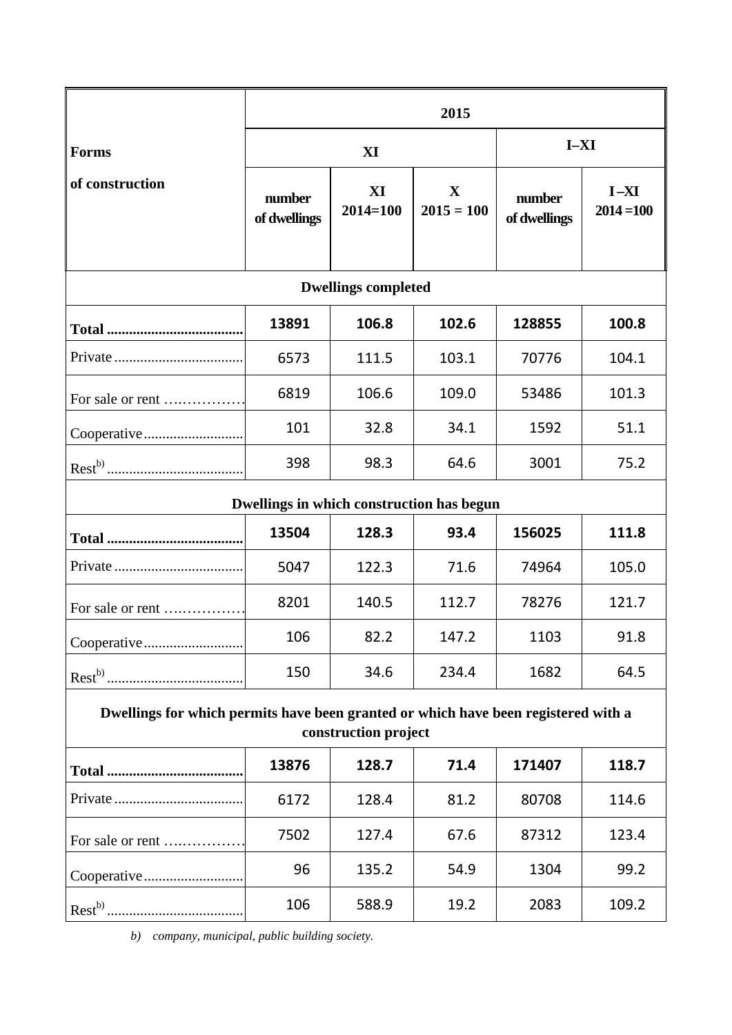| Forms of construction | 2015 | | | | |
|---|---|---|---|---|---|
| | XI | | | I–XI | |
| | number of dwellings | XI 2014=100 | X 2015 = 100 | number of dwellings | I –XI 2014 =100 |
| **Dwellings completed** | | | | | |
| **Total** | **13891** | **106.8** | **102.6** | **128855** | **100.8** |
| Private | 6573 | 111.5 | 103.1 | 70776 | 104.1 |
| For sale or rent | 6819 | 106.6 | 109.0 | 53486 | 101.3 |
| Cooperative | 101 | 32.8 | 34.1 | 1592 | 51.1 |
| Rest[b)] | 398 | 98.3 | 64.6 | 3001 | 75.2 |
| **Dwellings in which construction has begun** | | | | | |
| **Total** | **13504** | **128.3** | **93.4** | **156025** | **111.8** |
| Private | 5047 | 122.3 | 71.6 | 74964 | 105.0 |
| For sale or rent | 8201 | 140.5 | 112.7 | 78276 | 121.7 |
| Cooperative | 106 | 82.2 | 147.2 | 1103 | 91.8 |
| Rest[b)] | 150 | 34.6 | 234.4 | 1682 | 64.5 |
| **Dwellings for which permits have been granted or which have been registered with a construction project** | | | | | |
| **Total** | **13876** | **128.7** | **71.4** | **171407** | **118.7** |
| Private | 6172 | 128.4 | 81.2 | 80708 | 114.6 |
| For sale or rent | 7502 | 127.4 | 67.6 | 87312 | 123.4 |
| Cooperative | 96 | 135.2 | 54.9 | 1304 | 99.2 |
| Rest[b)] | 106 | 588.9 | 19.2 | 2083 | 109.2 |

*b) company, municipal, public building society.*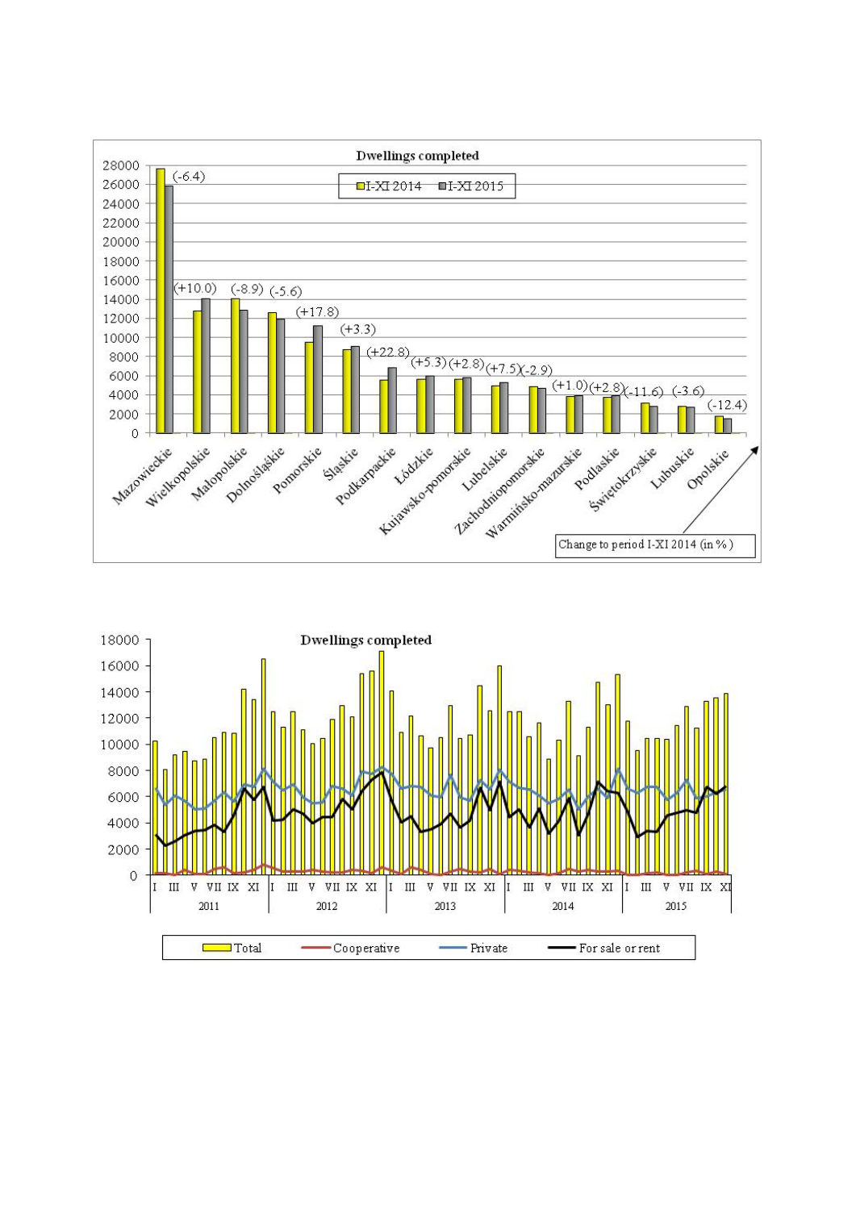**Dwellings completed**

I-XI 2014 | I-XI 2015

| Voivodship | Change to period I-XI 2014 (in %) |
|---|---|
| Mazowieckie | (-6.4) |
| Wielkopolskie | (+10.0) |
| Małopolskie | (-8.9) |
| Dolnośląskie | (-5.6) |
| Pomorskie | (+17.8) |
| Śląskie | (+3.3) |
| Podkarpackie | (+22.8) |
| Łódzkie | (+5.3) |
| Kujawsko-pomorskie | (+2.8) |
| Lubelskie | (+7.5) |
| Zachodniopomorskie | (-2.9) |
| Warmińsko-mazurskie | (+1.0) |
| Podlaskie | (+2.8) |
| Świętokrzyskie | (-11.6) |
| Lubuskie | (-3.6) |
| Opolskie | (-12.4) |

Change to period I-XI 2014 (in %)

**Dwellings completed**

2011 | 2012 | 2013 | 2014 | 2015

Total | Cooperative | Private | For sale or rent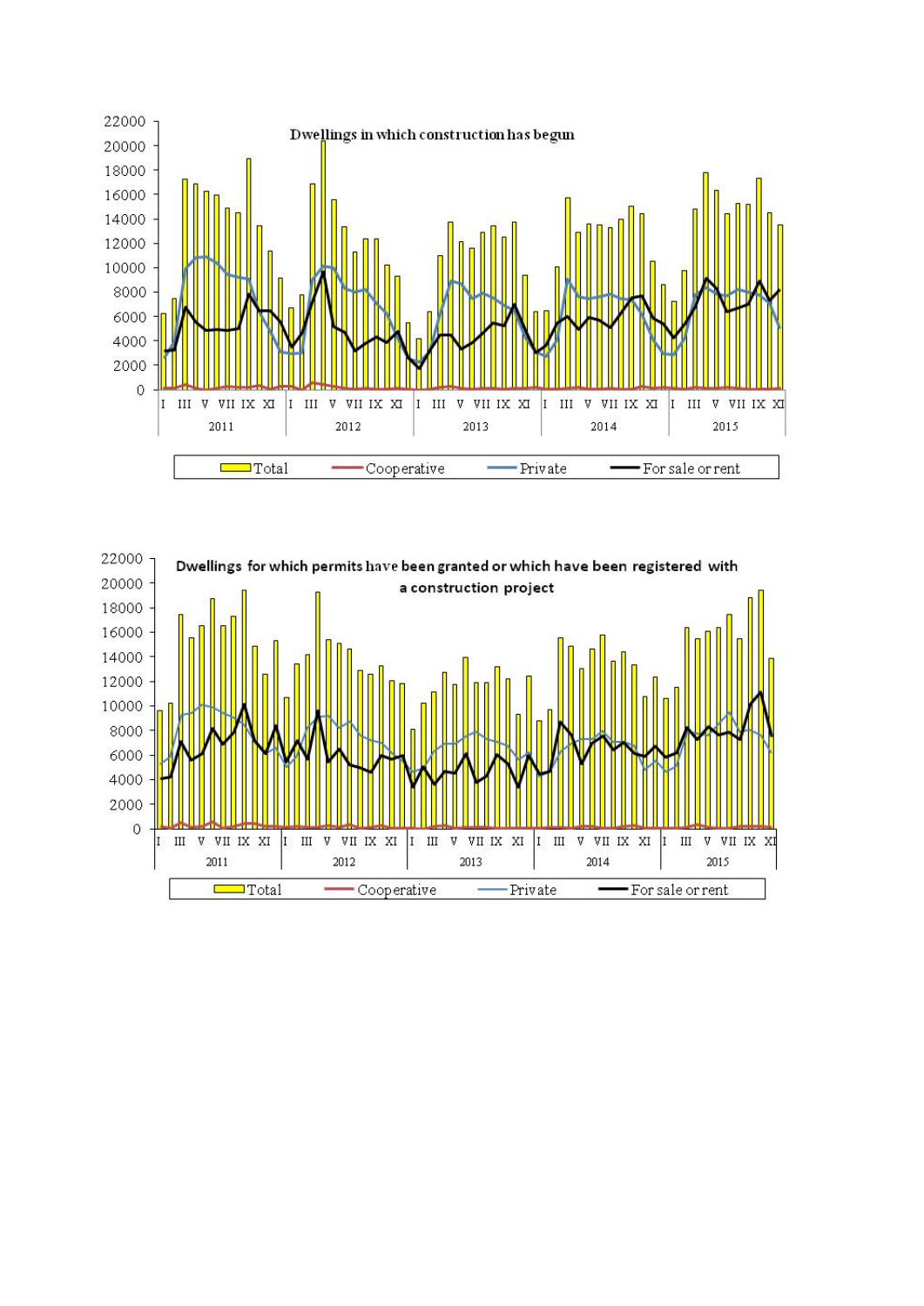Dwellings in which construction has begun

22000
20000
18000
16000
14000
12000
10000
8000
6000
4000
2000
0

I III V VII IX XI I III V VII IX XI I III V VII IX XI I III V VII IX XI I III V VII IX XI

2011 2012 2013 2014 2015

Total Cooperative Private For sale or rent

Dwellings for which permits have been granted or which have been registered with a construction project

22000
20000
18000
16000
14000
12000
10000
8000
6000
4000
2000
0

I III V VII IX XI I III V VII IX XI I III V VII IX XI I III V VII IX XI I III V VII IX XI

2011 2012 2013 2014 2015

Total Cooperative Private For sale or rent